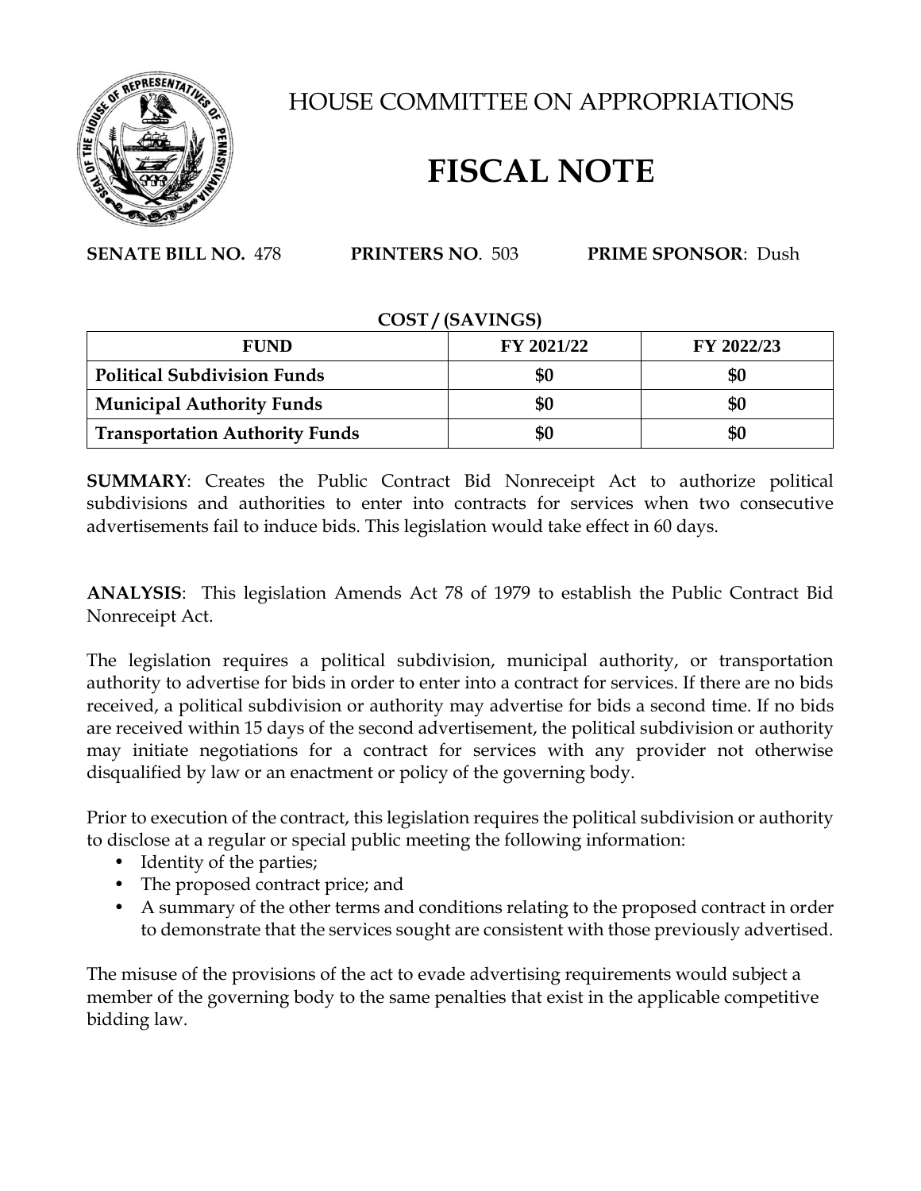# HOUSE COMMITTEE ON APPROPRIATIONS

# FISCAL NOTE

**SENATE BILL NO.** 478 **PRINTERS NO**. 503 **PRIME SPONSOR**: Dush

**COST / (SAVINGS)**

| FUND | FY 2021/22 | FY 2022/23 |
|---|---|---|
| **Political Subdivision Funds** | **$0** | **$0** |
| **Municipal Authority Funds** | **$0** | **$0** |
| **Transportation Authority Funds** | **$0** | **$0** |

**SUMMARY**: Creates the Public Contract Bid Nonreceipt Act to authorize political subdivisions and authorities to enter into contracts for services when two consecutive advertisements fail to induce bids. This legislation would take effect in 60 days.

**ANALYSIS**: This legislation Amends Act 78 of 1979 to establish the Public Contract Bid Nonreceipt Act.

The legislation requires a political subdivision, municipal authority, or transportation authority to advertise for bids in order to enter into a contract for services. If there are no bids received, a political subdivision or authority may advertise for bids a second time. If no bids are received within 15 days of the second advertisement, the political subdivision or authority may initiate negotiations for a contract for services with any provider not otherwise disqualified by law or an enactment or policy of the governing body.

Prior to execution of the contract, this legislation requires the political subdivision or authority to disclose at a regular or special public meeting the following information:

- Identity of the parties;
- The proposed contract price; and
- A summary of the other terms and conditions relating to the proposed contract in order to demonstrate that the services sought are consistent with those previously advertised.

The misuse of the provisions of the act to evade advertising requirements would subject a member of the governing body to the same penalties that exist in the applicable competitive bidding law.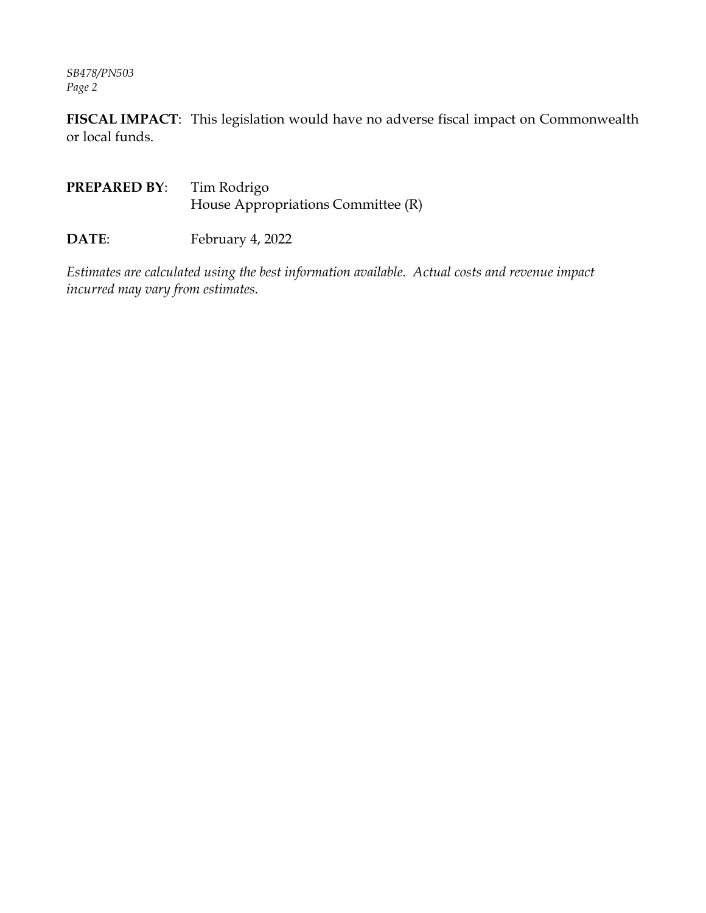**FISCAL IMPACT**: This legislation would have no adverse fiscal impact on Commonwealth or local funds.

**PREPARED BY**: Tim Rodrigo
House Appropriations Committee (R)

**DATE**: February 4, 2022

*Estimates are calculated using the best information available. Actual costs and revenue impact incurred may vary from estimates.*